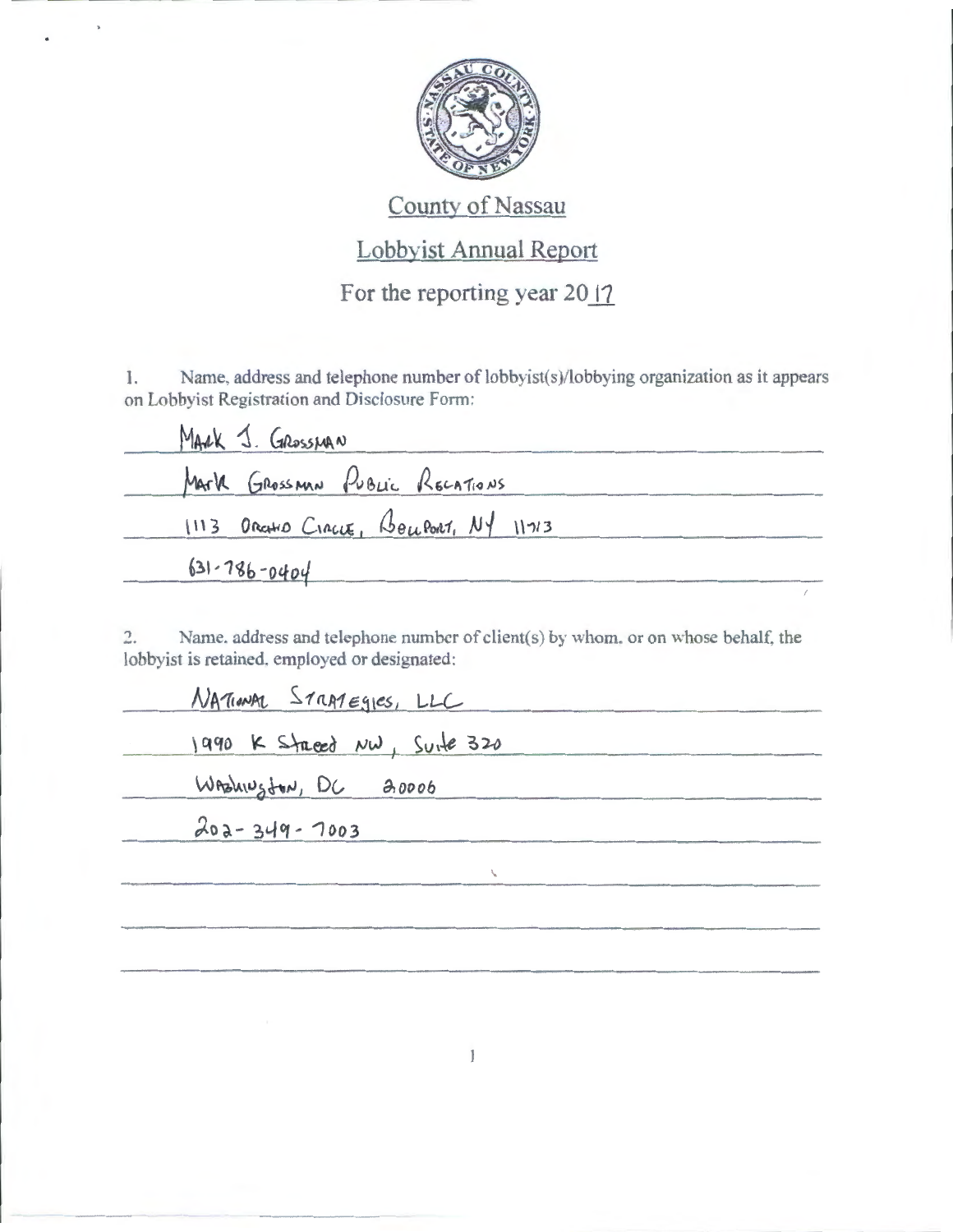# County of Nassau

## Lobbyist Annual Report

### For the reporting year 2017

1. Name, address and telephone number of lobbyist(s)/lobbying organization as it appears on Lobbyist Registration and Disclosure Form:

MARK J. GROSSMAN
MARK GROSSMAN PUBLIC RELATIONS
1113 ORCHID CIRCLE, BELLPORT, NY 11713
631-786-0404

2. Name, address and telephone number of client(s) by whom, or on whose behalf, the lobbyist is retained, employed or designated:

NATIONAL STRATEGIES, LLC
1990 K Street NW, Suite 320
Washington, DC 20006
202-349-7003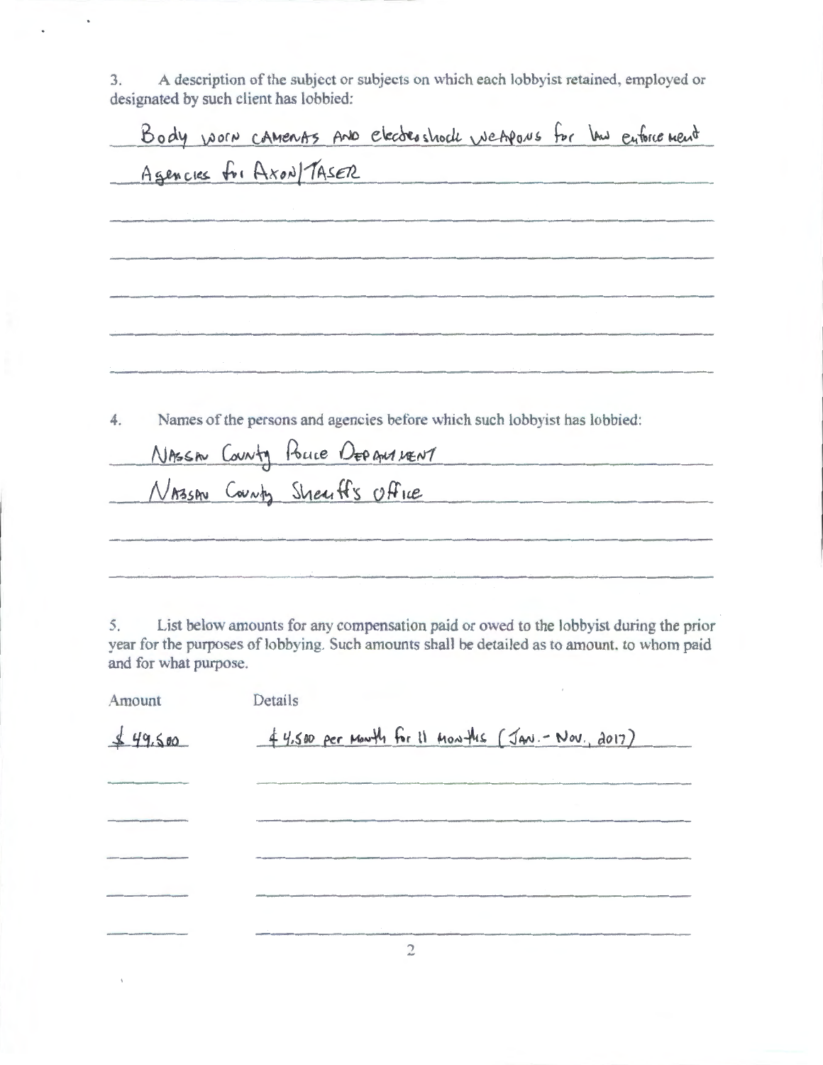3. A description of the subject or subjects on which each lobbyist retained, employed or designated by such client has lobbied:

Body worn cameras and electroshock weapons for law enforcement Agencies for Axon/TASER

4. Names of the persons and agencies before which such lobbyist has lobbied:

Nassau County Police Department

Nassau County Sheriff's Office

5. List below amounts for any compensation paid or owed to the lobbyist during the prior year for the purposes of lobbying. Such amounts shall be detailed as to amount, to whom paid and for what purpose.

| Amount | Details |
| --- | --- |
| $49,500 | $4,500 per month for 11 months (Jan. - Nov., 2017) |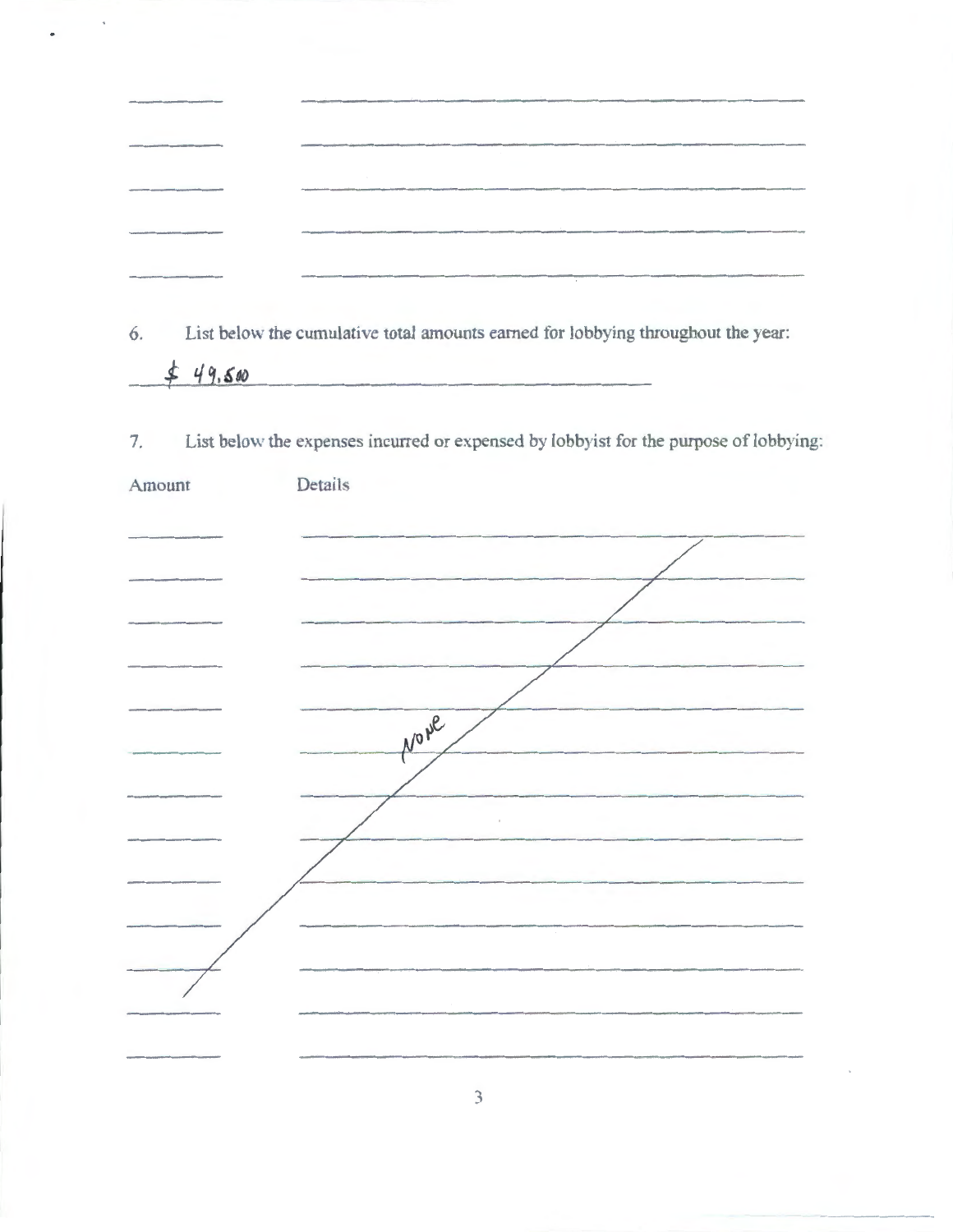| | |
|---|---|
| | |
| | |
| | |
| | |
| | |

6. List below the cumulative total amounts earned for lobbying throughout the year:

$ 49,500

7. List below the expenses incurred or expensed by lobbyist for the purpose of lobbying:

| Amount | Details |
|---|---|
| | None |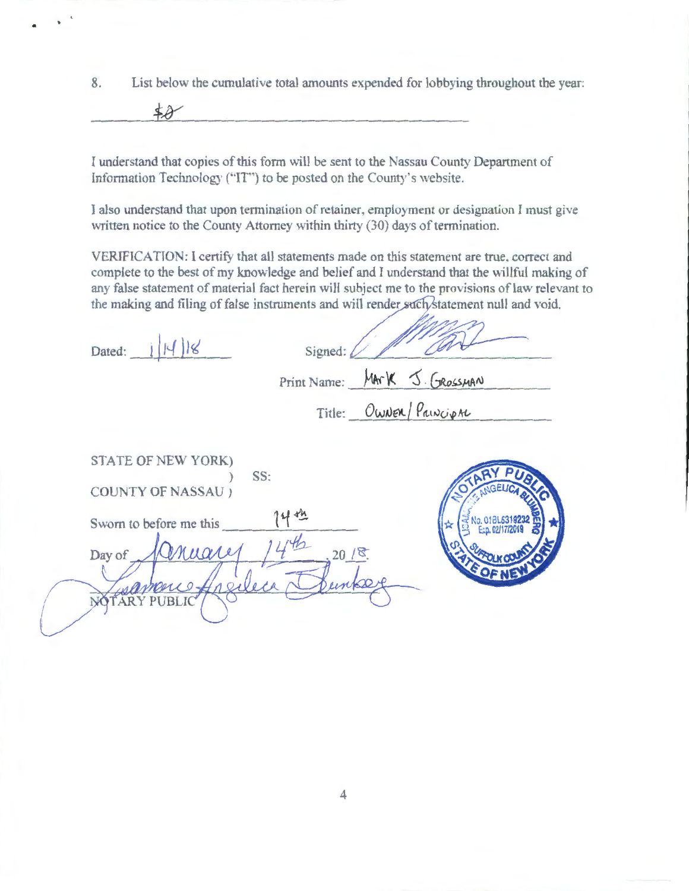8. List below the cumulative total amounts expended for lobbying throughout the year:

$0

I understand that copies of this form will be sent to the Nassau County Department of Information Technology ("IT") to be posted on the County's website.

I also understand that upon termination of retainer, employment or designation I must give written notice to the County Attorney within thirty (30) days of termination.

VERIFICATION: I certify that all statements made on this statement are true, correct and complete to the best of my knowledge and belief and I understand that the willful making of any false statement of material fact herein will subject me to the provisions of law relevant to the making and filing of false instruments and will render such statement null and void.

Dated: 1/14/18

Signed: _______________

Print Name: MARK J. GROSSMAN

Title: OWNER/PRINCIPAL

STATE OF NEW YORK)
) SS:
COUNTY OF NASSAU )

Sworn to before me this 14th

Day of January 14th, 20 18.

_______________
NOTARY PUBLIC

NOTARY PUBLIC
LUSANNE ANGELICA BLUMBERG
No. 01BL6319232
Exp. 02/17/2019
SUFFOLK COUNTY
STATE OF NEW YORK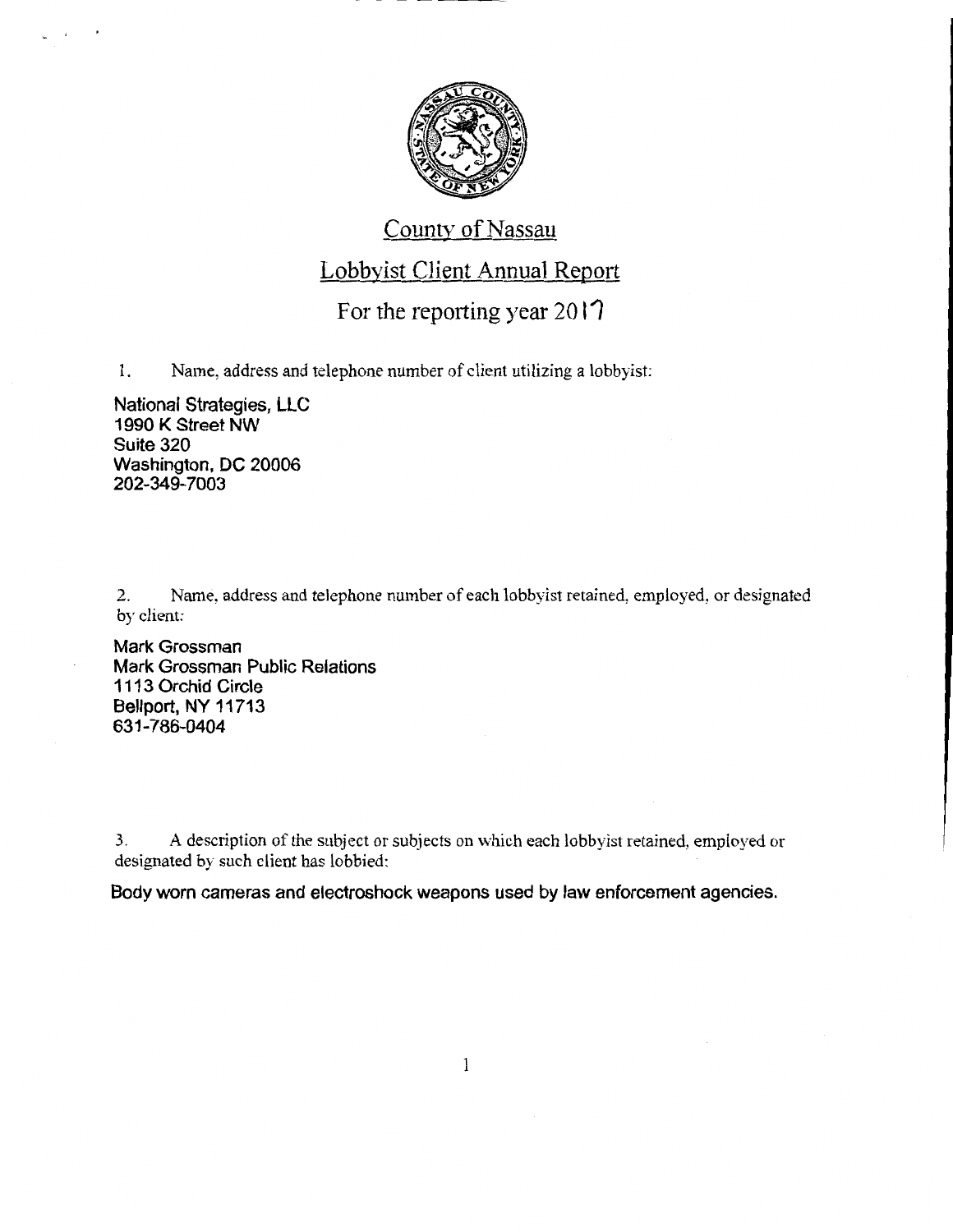# County of Nassau

## Lobbyist Client Annual Report

### For the reporting year 2017

1. Name, address and telephone number of client utilizing a lobbyist:

National Strategies, LLC
1990 K Street NW
Suite 320
Washington, DC 20006
202-349-7003

2. Name, address and telephone number of each lobbyist retained, employed, or designated by client:

Mark Grossman
Mark Grossman Public Relations
1113 Orchid Circle
Bellport, NY 11713
631-786-0404

3. A description of the subject or subjects on which each lobbyist retained, employed or designated by such client has lobbied:

Body worn cameras and electroshock weapons used by law enforcement agencies.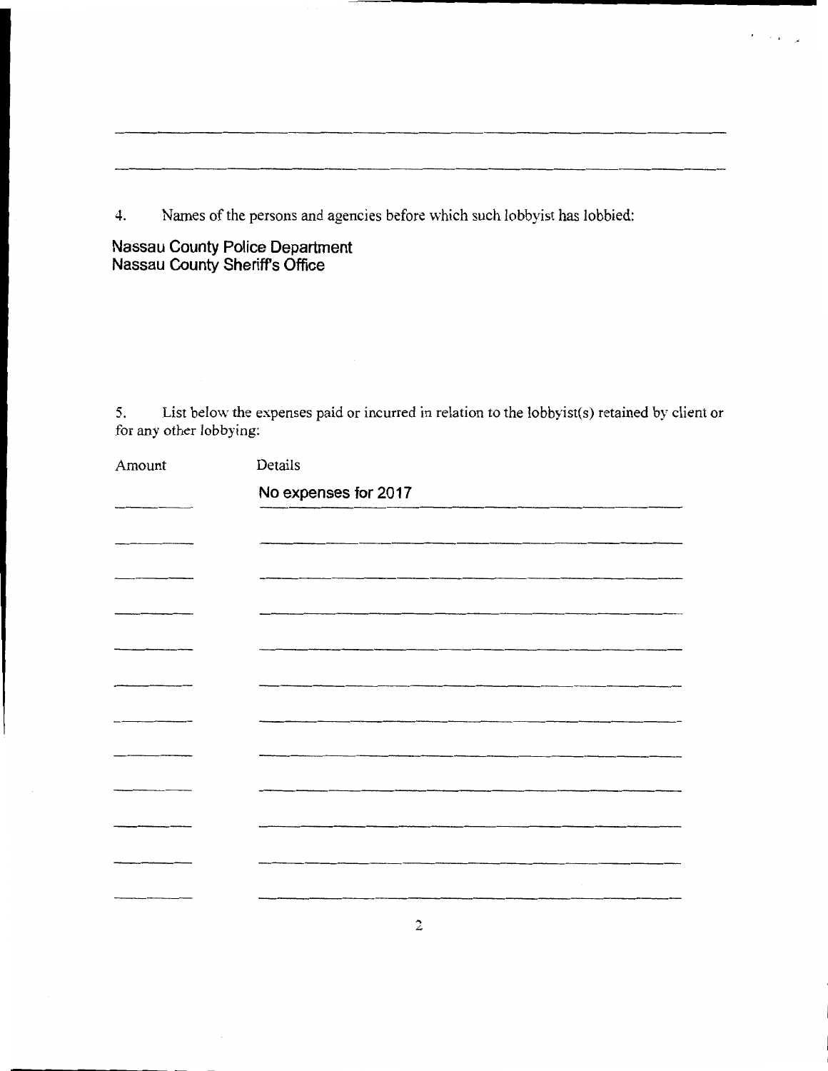4. Names of the persons and agencies before which such lobbyist has lobbied:

Nassau County Police Department
Nassau County Sheriff's Office

5. List below the expenses paid or incurred in relation to the lobbyist(s) retained by client or for any other lobbying:

| Amount | Details |
|---|---|
| | No expenses for 2017 |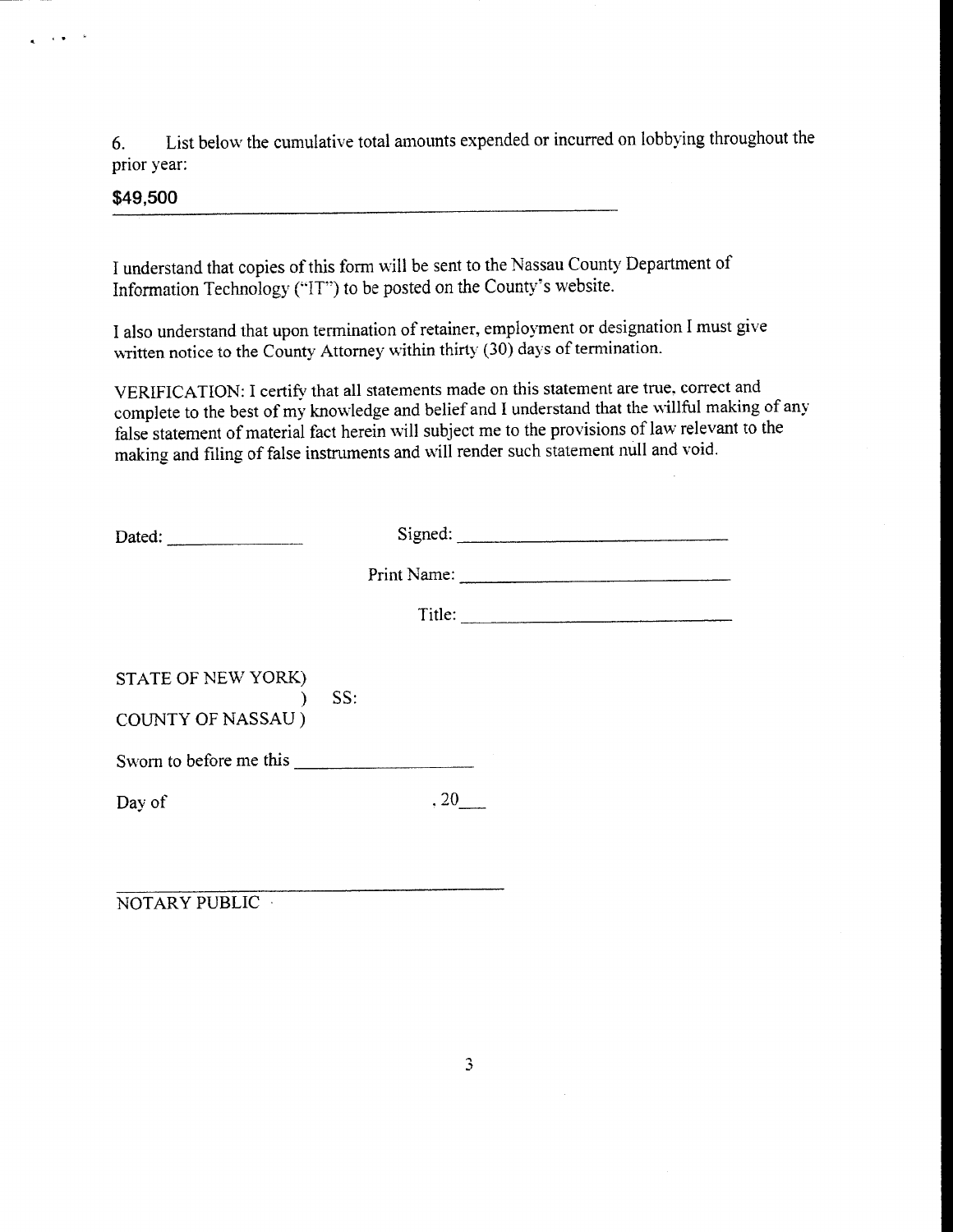6. List below the cumulative total amounts expended or incurred on lobbying throughout the prior year:

**$49,500**

I understand that copies of this form will be sent to the Nassau County Department of Information Technology ("IT") to be posted on the County's website.

I also understand that upon termination of retainer, employment or designation I must give written notice to the County Attorney within thirty (30) days of termination.

VERIFICATION: I certify that all statements made on this statement are true, correct and complete to the best of my knowledge and belief and I understand that the willful making of any false statement of material fact herein will subject me to the provisions of law relevant to the making and filing of false instruments and will render such statement null and void.

Dated: _______________ Signed: ______________________________

Print Name: ______________________________

Title: ______________________________

STATE OF NEW YORK)
) SS:
COUNTY OF NASSAU )

Sworn to before me this ____________________

Day of , 20___

_____________________________________________
NOTARY PUBLIC